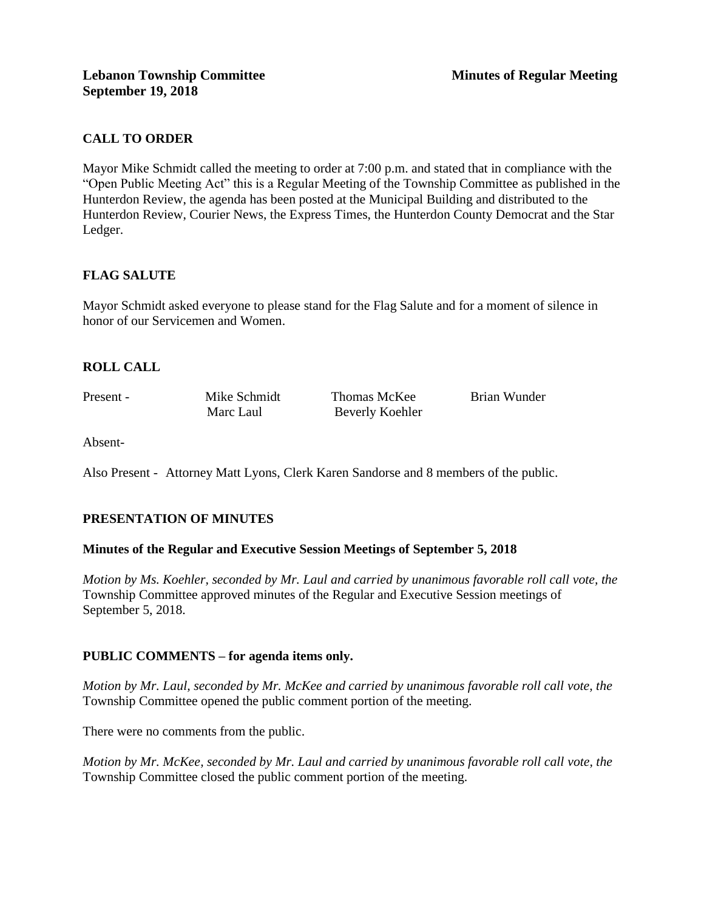**Lebanon Township Committee** **Minutes of Regular Meeting**
**September 19, 2018**

## CALL TO ORDER

Mayor Mike Schmidt called the meeting to order at 7:00 p.m. and stated that in compliance with the "Open Public Meeting Act" this is a Regular Meeting of the Township Committee as published in the Hunterdon Review, the agenda has been posted at the Municipal Building and distributed to the Hunterdon Review, Courier News, the Express Times, the Hunterdon County Democrat and the Star Ledger.

## FLAG SALUTE

Mayor Schmidt asked everyone to please stand for the Flag Salute and for a moment of silence in honor of our Servicemen and Women.

## ROLL CALL

Present - Mike Schmidt, Thomas McKee, Brian Wunder, Marc Laul, Beverly Koehler

Absent-

Also Present - Attorney Matt Lyons, Clerk Karen Sandorse and 8 members of the public.

## PRESENTATION OF MINUTES

### Minutes of the Regular and Executive Session Meetings of September 5, 2018

*Motion by Ms. Koehler, seconded by Mr. Laul and carried by unanimous favorable roll call vote, the* Township Committee approved minutes of the Regular and Executive Session meetings of September 5, 2018.

## PUBLIC COMMENTS – for agenda items only.

*Motion by Mr. Laul, seconded by Mr. McKee and carried by unanimous favorable roll call vote, the* Township Committee opened the public comment portion of the meeting.

There were no comments from the public.

*Motion by Mr. McKee, seconded by Mr. Laul and carried by unanimous favorable roll call vote, the* Township Committee closed the public comment portion of the meeting.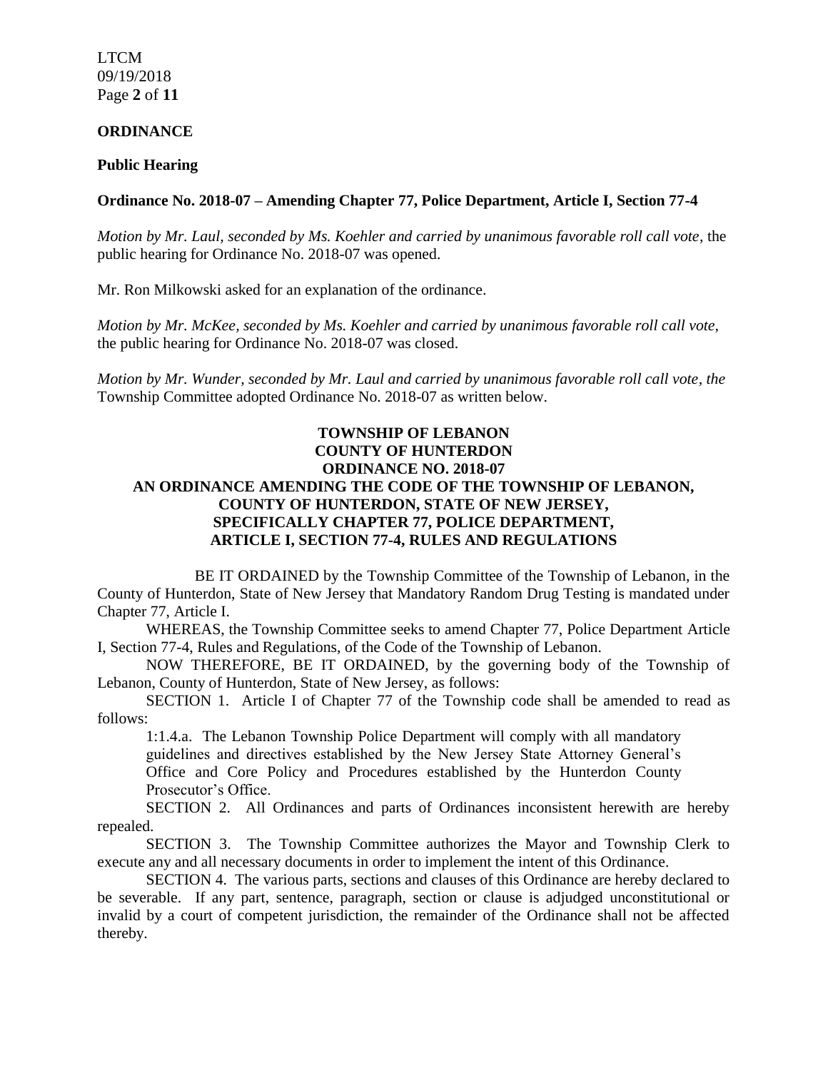**ORDINANCE**

**Public Hearing**

**Ordinance No. 2018-07 – Amending Chapter 77, Police Department, Article I, Section 77-4**

*Motion by Mr. Laul, seconded by Ms. Koehler and carried by unanimous favorable roll call vote*, the public hearing for Ordinance No. 2018-07 was opened.

Mr. Ron Milkowski asked for an explanation of the ordinance.

*Motion by Mr. McKee, seconded by Ms. Koehler and carried by unanimous favorable roll call vote,* the public hearing for Ordinance No. 2018-07 was closed.

*Motion by Mr. Wunder, seconded by Mr. Laul and carried by unanimous favorable roll call vote, the* Township Committee adopted Ordinance No. 2018-07 as written below.

**TOWNSHIP OF LEBANON**
**COUNTY OF HUNTERDON**
**ORDINANCE NO. 2018-07**
**AN ORDINANCE AMENDING THE CODE OF THE TOWNSHIP OF LEBANON, COUNTY OF HUNTERDON, STATE OF NEW JERSEY, SPECIFICALLY CHAPTER 77, POLICE DEPARTMENT, ARTICLE I, SECTION 77-4, RULES AND REGULATIONS**

BE IT ORDAINED by the Township Committee of the Township of Lebanon, in the County of Hunterdon, State of New Jersey that Mandatory Random Drug Testing is mandated under Chapter 77, Article I.

WHEREAS, the Township Committee seeks to amend Chapter 77, Police Department Article I, Section 77-4, Rules and Regulations, of the Code of the Township of Lebanon.

NOW THEREFORE, BE IT ORDAINED, by the governing body of the Township of Lebanon, County of Hunterdon, State of New Jersey, as follows:

SECTION 1. Article I of Chapter 77 of the Township code shall be amended to read as follows:

> 1:1.4.a. The Lebanon Township Police Department will comply with all mandatory guidelines and directives established by the New Jersey State Attorney General's Office and Core Policy and Procedures established by the Hunterdon County Prosecutor's Office.

SECTION 2. All Ordinances and parts of Ordinances inconsistent herewith are hereby repealed.

SECTION 3. The Township Committee authorizes the Mayor and Township Clerk to execute any and all necessary documents in order to implement the intent of this Ordinance.

SECTION 4. The various parts, sections and clauses of this Ordinance are hereby declared to be severable. If any part, sentence, paragraph, section or clause is adjudged unconstitutional or invalid by a court of competent jurisdiction, the remainder of the Ordinance shall not be affected thereby.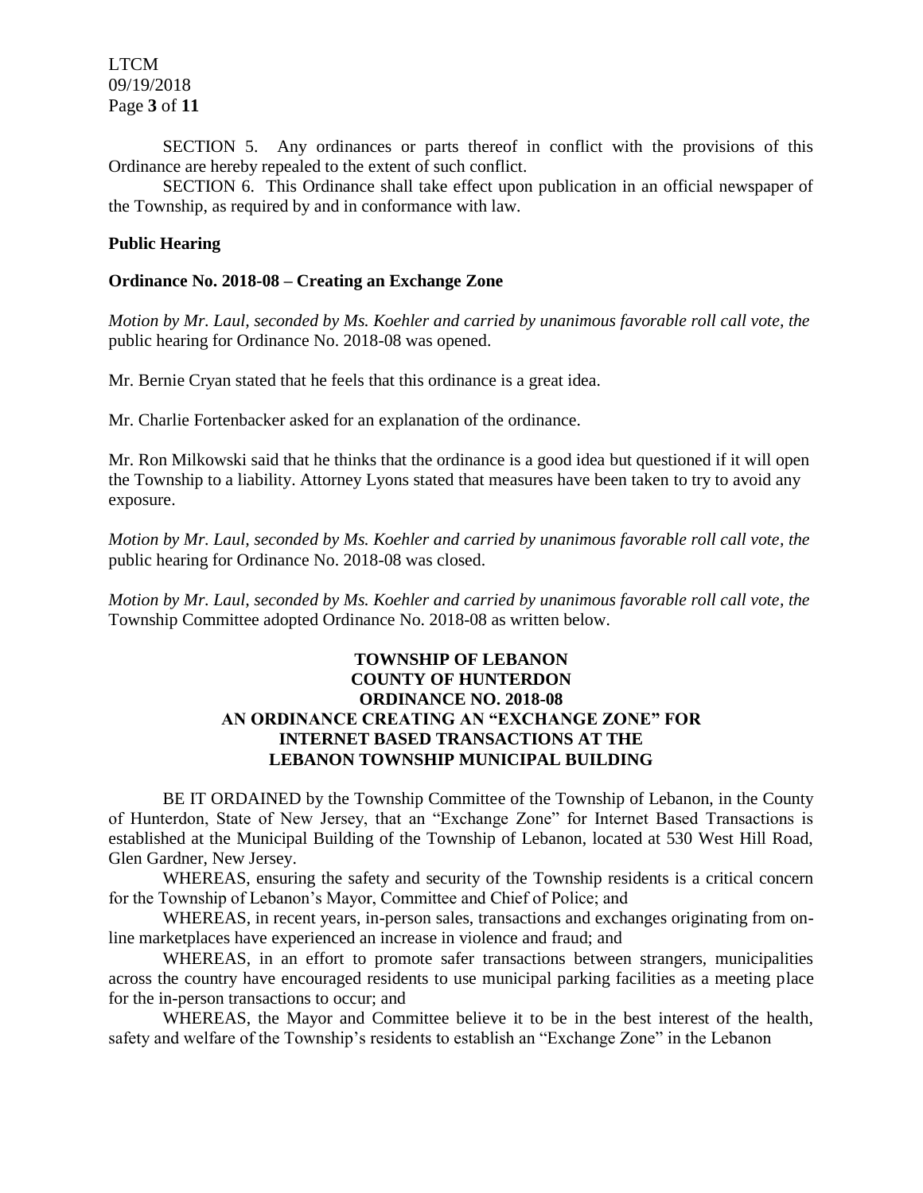SECTION 5. Any ordinances or parts thereof in conflict with the provisions of this Ordinance are hereby repealed to the extent of such conflict.

SECTION 6. This Ordinance shall take effect upon publication in an official newspaper of the Township, as required by and in conformance with law.

**Public Hearing**

**Ordinance No. 2018-08 – Creating an Exchange Zone**

*Motion by Mr. Laul, seconded by Ms. Koehler and carried by unanimous favorable roll call vote, the* public hearing for Ordinance No. 2018-08 was opened.

Mr. Bernie Cryan stated that he feels that this ordinance is a great idea.

Mr. Charlie Fortenbacker asked for an explanation of the ordinance.

Mr. Ron Milkowski said that he thinks that the ordinance is a good idea but questioned if it will open the Township to a liability. Attorney Lyons stated that measures have been taken to try to avoid any exposure.

*Motion by Mr. Laul, seconded by Ms. Koehler and carried by unanimous favorable roll call vote, the* public hearing for Ordinance No. 2018-08 was closed.

*Motion by Mr. Laul, seconded by Ms. Koehler and carried by unanimous favorable roll call vote, the* Township Committee adopted Ordinance No. 2018-08 as written below.

**TOWNSHIP OF LEBANON**
**COUNTY OF HUNTERDON**
**ORDINANCE NO. 2018-08**
**AN ORDINANCE CREATING AN "EXCHANGE ZONE" FOR INTERNET BASED TRANSACTIONS AT THE LEBANON TOWNSHIP MUNICIPAL BUILDING**

BE IT ORDAINED by the Township Committee of the Township of Lebanon, in the County of Hunterdon, State of New Jersey, that an "Exchange Zone" for Internet Based Transactions is established at the Municipal Building of the Township of Lebanon, located at 530 West Hill Road, Glen Gardner, New Jersey.

WHEREAS, ensuring the safety and security of the Township residents is a critical concern for the Township of Lebanon's Mayor, Committee and Chief of Police; and

WHEREAS, in recent years, in-person sales, transactions and exchanges originating from on-line marketplaces have experienced an increase in violence and fraud; and

WHEREAS, in an effort to promote safer transactions between strangers, municipalities across the country have encouraged residents to use municipal parking facilities as a meeting place for the in-person transactions to occur; and

WHEREAS, the Mayor and Committee believe it to be in the best interest of the health, safety and welfare of the Township's residents to establish an "Exchange Zone" in the Lebanon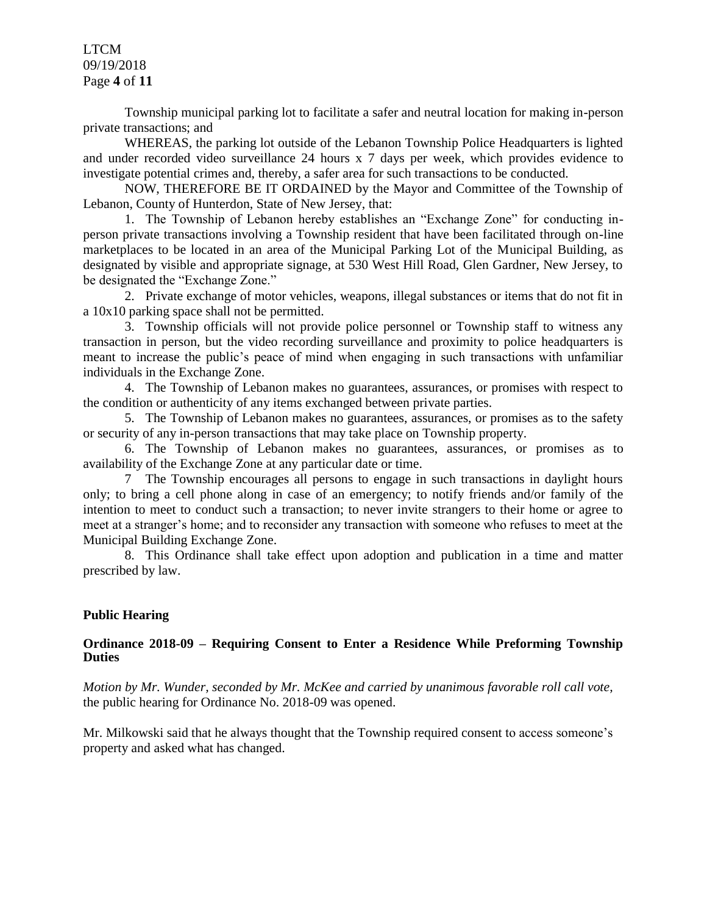Township municipal parking lot to facilitate a safer and neutral location for making in-person private transactions; and

WHEREAS, the parking lot outside of the Lebanon Township Police Headquarters is lighted and under recorded video surveillance 24 hours x 7 days per week, which provides evidence to investigate potential crimes and, thereby, a safer area for such transactions to be conducted.

NOW, THEREFORE BE IT ORDAINED by the Mayor and Committee of the Township of Lebanon, County of Hunterdon, State of New Jersey, that:

1. The Township of Lebanon hereby establishes an "Exchange Zone" for conducting in-person private transactions involving a Township resident that have been facilitated through on-line marketplaces to be located in an area of the Municipal Parking Lot of the Municipal Building, as designated by visible and appropriate signage, at 530 West Hill Road, Glen Gardner, New Jersey, to be designated the "Exchange Zone."
2. Private exchange of motor vehicles, weapons, illegal substances or items that do not fit in a 10x10 parking space shall not be permitted.
3. Township officials will not provide police personnel or Township staff to witness any transaction in person, but the video recording surveillance and proximity to police headquarters is meant to increase the public's peace of mind when engaging in such transactions with unfamiliar individuals in the Exchange Zone.
4. The Township of Lebanon makes no guarantees, assurances, or promises with respect to the condition or authenticity of any items exchanged between private parties.
5. The Township of Lebanon makes no guarantees, assurances, or promises as to the safety or security of any in-person transactions that may take place on Township property.
6. The Township of Lebanon makes no guarantees, assurances, or promises as to availability of the Exchange Zone at any particular date or time.
7. The Township encourages all persons to engage in such transactions in daylight hours only; to bring a cell phone along in case of an emergency; to notify friends and/or family of the intention to meet to conduct such a transaction; to never invite strangers to their home or agree to meet at a stranger's home; and to reconsider any transaction with someone who refuses to meet at the Municipal Building Exchange Zone.
8. This Ordinance shall take effect upon adoption and publication in a time and matter prescribed by law.

**Public Hearing**

**Ordinance 2018-09 – Requiring Consent to Enter a Residence While Preforming Township Duties**

*Motion by Mr. Wunder, seconded by Mr. McKee and carried by unanimous favorable roll call vote,* the public hearing for Ordinance No. 2018-09 was opened.

Mr. Milkowski said that he always thought that the Township required consent to access someone's property and asked what has changed.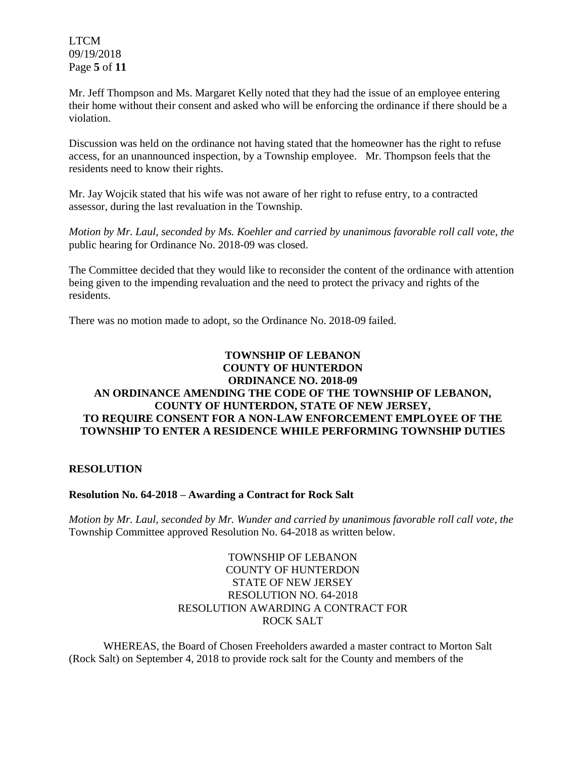Mr. Jeff Thompson and Ms. Margaret Kelly noted that they had the issue of an employee entering their home without their consent and asked who will be enforcing the ordinance if there should be a violation.

Discussion was held on the ordinance not having stated that the homeowner has the right to refuse access, for an unannounced inspection, by a Township employee. Mr. Thompson feels that the residents need to know their rights.

Mr. Jay Wojcik stated that his wife was not aware of her right to refuse entry, to a contracted assessor, during the last revaluation in the Township.

*Motion by Mr. Laul, seconded by Ms. Koehler and carried by unanimous favorable roll call vote, the* public hearing for Ordinance No. 2018-09 was closed.

The Committee decided that they would like to reconsider the content of the ordinance with attention being given to the impending revaluation and the need to protect the privacy and rights of the residents.

There was no motion made to adopt, so the Ordinance No. 2018-09 failed.

**TOWNSHIP OF LEBANON**
**COUNTY OF HUNTERDON**
**ORDINANCE NO. 2018-09**
**AN ORDINANCE AMENDING THE CODE OF THE TOWNSHIP OF LEBANON, COUNTY OF HUNTERDON, STATE OF NEW JERSEY, TO REQUIRE CONSENT FOR A NON-LAW ENFORCEMENT EMPLOYEE OF THE TOWNSHIP TO ENTER A RESIDENCE WHILE PERFORMING TOWNSHIP DUTIES**

## RESOLUTION

**Resolution No. 64-2018 – Awarding a Contract for Rock Salt**

*Motion by Mr. Laul, seconded by Mr. Wunder and carried by unanimous favorable roll call vote, the* Township Committee approved Resolution No. 64-2018 as written below.

TOWNSHIP OF LEBANON
COUNTY OF HUNTERDON
STATE OF NEW JERSEY
RESOLUTION NO. 64-2018
RESOLUTION AWARDING A CONTRACT FOR ROCK SALT

WHEREAS, the Board of Chosen Freeholders awarded a master contract to Morton Salt (Rock Salt) on September 4, 2018 to provide rock salt for the County and members of the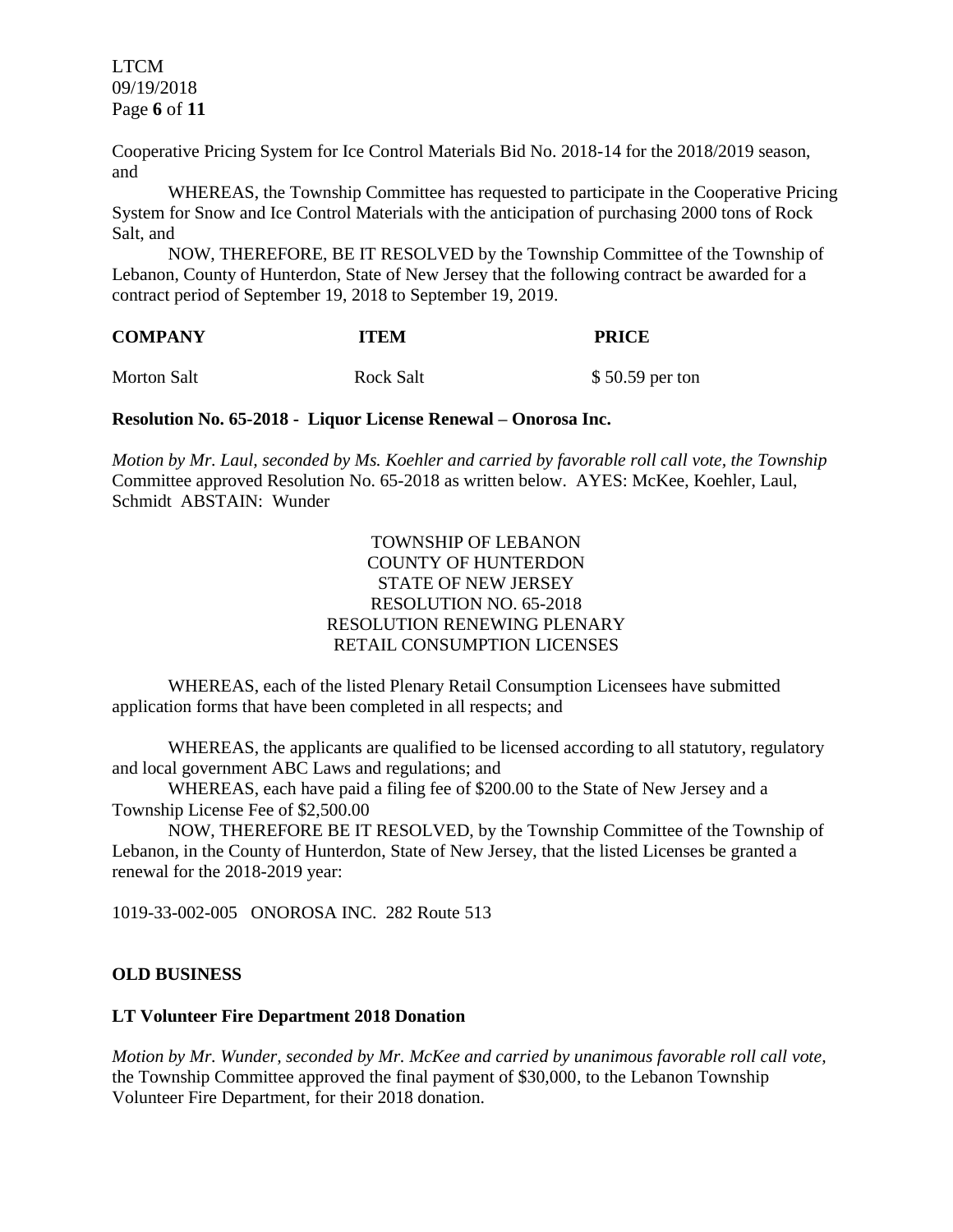Cooperative Pricing System for Ice Control Materials Bid No. 2018-14 for the 2018/2019 season, and

WHEREAS, the Township Committee has requested to participate in the Cooperative Pricing System for Snow and Ice Control Materials with the anticipation of purchasing 2000 tons of Rock Salt, and

NOW, THEREFORE, BE IT RESOLVED by the Township Committee of the Township of Lebanon, County of Hunterdon, State of New Jersey that the following contract be awarded for a contract period of September 19, 2018 to September 19, 2019.

| COMPANY | ITEM | PRICE |
|---|---|---|
| Morton Salt | Rock Salt | $ 50.59 per ton |

**Resolution No. 65-2018 - Liquor License Renewal – Onorosa Inc.**

*Motion by Mr. Laul, seconded by Ms. Koehler and carried by favorable roll call vote, the Township* Committee approved Resolution No. 65-2018 as written below. AYES: McKee, Koehler, Laul, Schmidt ABSTAIN: Wunder

TOWNSHIP OF LEBANON
COUNTY OF HUNTERDON
STATE OF NEW JERSEY
RESOLUTION NO. 65-2018
RESOLUTION RENEWING PLENARY
RETAIL CONSUMPTION LICENSES

WHEREAS, each of the listed Plenary Retail Consumption Licensees have submitted application forms that have been completed in all respects; and

WHEREAS, the applicants are qualified to be licensed according to all statutory, regulatory and local government ABC Laws and regulations; and

WHEREAS, each have paid a filing fee of $200.00 to the State of New Jersey and a Township License Fee of $2,500.00

NOW, THEREFORE BE IT RESOLVED, by the Township Committee of the Township of Lebanon, in the County of Hunterdon, State of New Jersey, that the listed Licenses be granted a renewal for the 2018-2019 year:

1019-33-002-005 ONOROSA INC. 282 Route 513

**OLD BUSINESS**

**LT Volunteer Fire Department 2018 Donation**

*Motion by Mr. Wunder, seconded by Mr. McKee and carried by unanimous favorable roll call vote,* the Township Committee approved the final payment of $30,000, to the Lebanon Township Volunteer Fire Department, for their 2018 donation.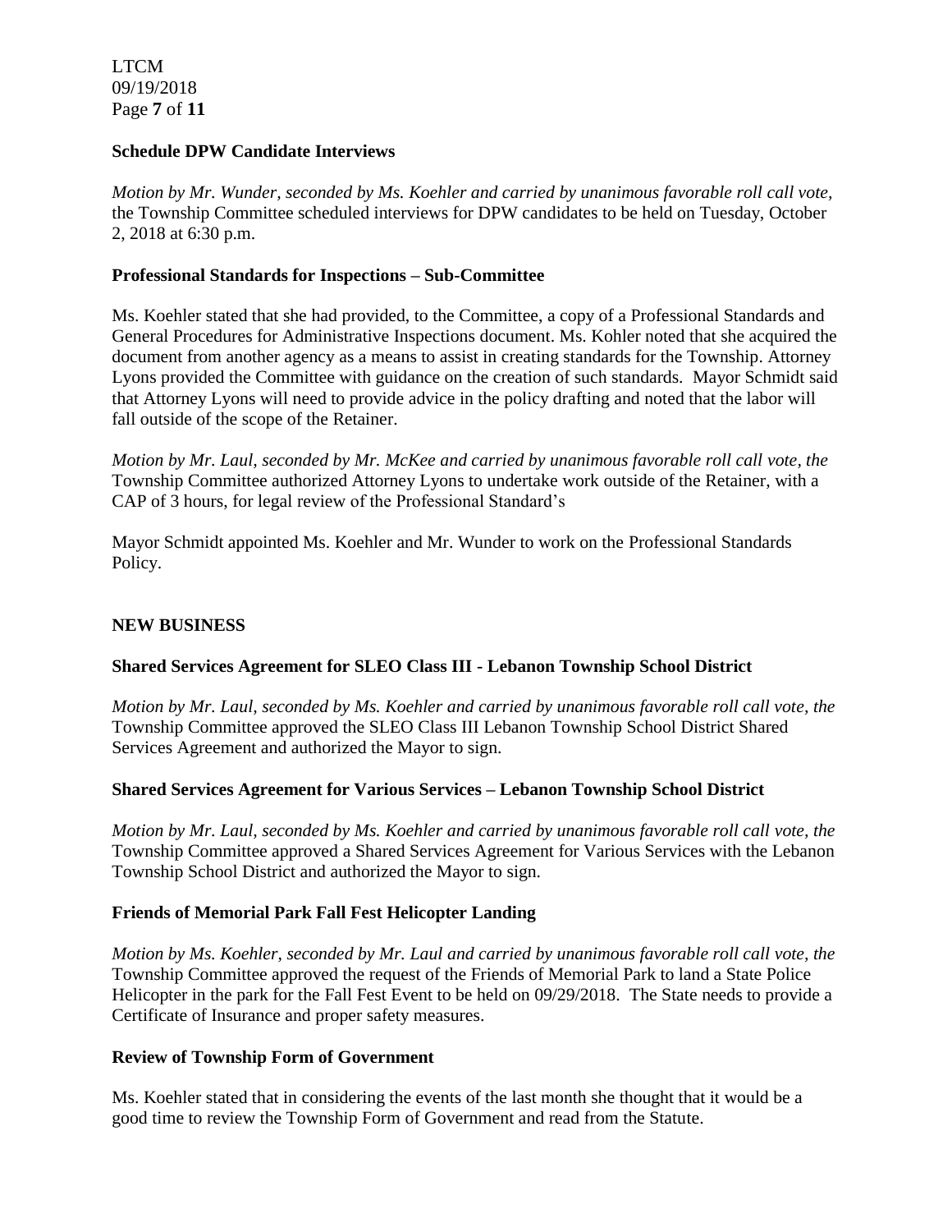**Schedule DPW Candidate Interviews**

*Motion by Mr. Wunder, seconded by Ms. Koehler and carried by unanimous favorable roll call vote,* the Township Committee scheduled interviews for DPW candidates to be held on Tuesday, October 2, 2018 at 6:30 p.m.

**Professional Standards for Inspections – Sub-Committee**

Ms. Koehler stated that she had provided, to the Committee, a copy of a Professional Standards and General Procedures for Administrative Inspections document. Ms. Kohler noted that she acquired the document from another agency as a means to assist in creating standards for the Township. Attorney Lyons provided the Committee with guidance on the creation of such standards. Mayor Schmidt said that Attorney Lyons will need to provide advice in the policy drafting and noted that the labor will fall outside of the scope of the Retainer.

*Motion by Mr. Laul, seconded by Mr. McKee and carried by unanimous favorable roll call vote, the* Township Committee authorized Attorney Lyons to undertake work outside of the Retainer, with a CAP of 3 hours, for legal review of the Professional Standard's

Mayor Schmidt appointed Ms. Koehler and Mr. Wunder to work on the Professional Standards Policy.

**NEW BUSINESS**

**Shared Services Agreement for SLEO Class III - Lebanon Township School District**

*Motion by Mr. Laul, seconded by Ms. Koehler and carried by unanimous favorable roll call vote, the* Township Committee approved the SLEO Class III Lebanon Township School District Shared Services Agreement and authorized the Mayor to sign.

**Shared Services Agreement for Various Services – Lebanon Township School District**

*Motion by Mr. Laul, seconded by Ms. Koehler and carried by unanimous favorable roll call vote, the* Township Committee approved a Shared Services Agreement for Various Services with the Lebanon Township School District and authorized the Mayor to sign.

**Friends of Memorial Park Fall Fest Helicopter Landing**

*Motion by Ms. Koehler, seconded by Mr. Laul and carried by unanimous favorable roll call vote, the* Township Committee approved the request of the Friends of Memorial Park to land a State Police Helicopter in the park for the Fall Fest Event to be held on 09/29/2018. The State needs to provide a Certificate of Insurance and proper safety measures.

**Review of Township Form of Government**

Ms. Koehler stated that in considering the events of the last month she thought that it would be a good time to review the Township Form of Government and read from the Statute.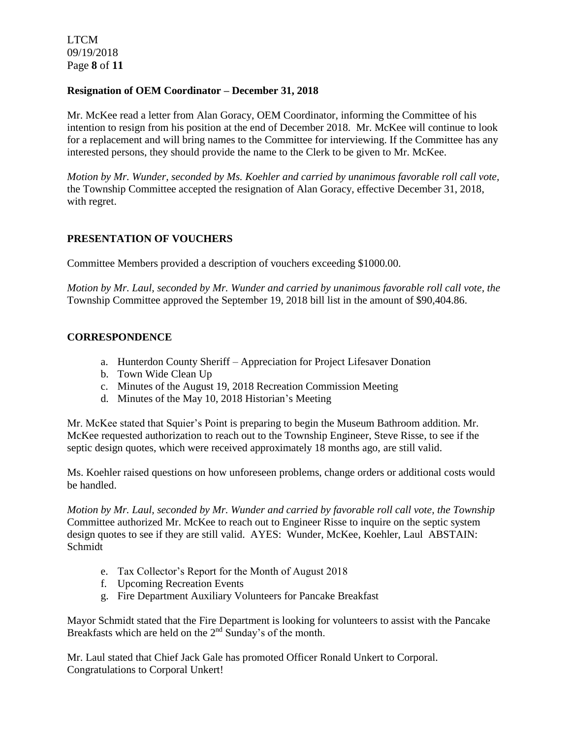**Resignation of OEM Coordinator – December 31, 2018**

Mr. McKee read a letter from Alan Goracy, OEM Coordinator, informing the Committee of his intention to resign from his position at the end of December 2018. Mr. McKee will continue to look for a replacement and will bring names to the Committee for interviewing. If the Committee has any interested persons, they should provide the name to the Clerk to be given to Mr. McKee.

*Motion by Mr. Wunder, seconded by Ms. Koehler and carried by unanimous favorable roll call vote,* the Township Committee accepted the resignation of Alan Goracy, effective December 31, 2018, with regret.

## PRESENTATION OF VOUCHERS

Committee Members provided a description of vouchers exceeding $1000.00.

*Motion by Mr. Laul, seconded by Mr. Wunder and carried by unanimous favorable roll call vote, the* Township Committee approved the September 19, 2018 bill list in the amount of $90,404.86.

## CORRESPONDENCE

a. Hunterdon County Sheriff – Appreciation for Project Lifesaver Donation
b. Town Wide Clean Up
c. Minutes of the August 19, 2018 Recreation Commission Meeting
d. Minutes of the May 10, 2018 Historian's Meeting

Mr. McKee stated that Squier's Point is preparing to begin the Museum Bathroom addition. Mr. McKee requested authorization to reach out to the Township Engineer, Steve Risse, to see if the septic design quotes, which were received approximately 18 months ago, are still valid.

Ms. Koehler raised questions on how unforeseen problems, change orders or additional costs would be handled.

*Motion by Mr. Laul, seconded by Mr. Wunder and carried by favorable roll call vote, the Township* Committee authorized Mr. McKee to reach out to Engineer Risse to inquire on the septic system design quotes to see if they are still valid. AYES: Wunder, McKee, Koehler, Laul ABSTAIN: Schmidt

e. Tax Collector's Report for the Month of August 2018
f. Upcoming Recreation Events
g. Fire Department Auxiliary Volunteers for Pancake Breakfast

Mayor Schmidt stated that the Fire Department is looking for volunteers to assist with the Pancake Breakfasts which are held on the 2nd Sunday's of the month.

Mr. Laul stated that Chief Jack Gale has promoted Officer Ronald Unkert to Corporal. Congratulations to Corporal Unkert!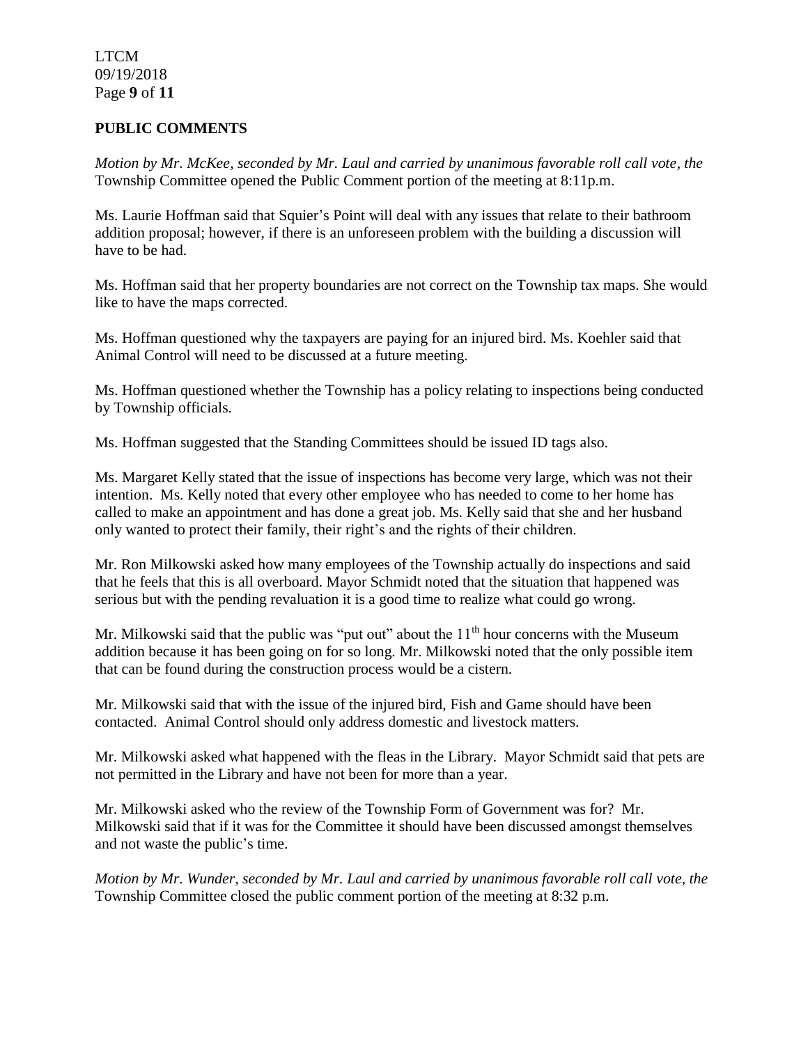**PUBLIC COMMENTS**

*Motion by Mr. McKee, seconded by Mr. Laul and carried by unanimous favorable roll call vote, the* Township Committee opened the Public Comment portion of the meeting at 8:11p.m.

Ms. Laurie Hoffman said that Squier's Point will deal with any issues that relate to their bathroom addition proposal; however, if there is an unforeseen problem with the building a discussion will have to be had.

Ms. Hoffman said that her property boundaries are not correct on the Township tax maps. She would like to have the maps corrected.

Ms. Hoffman questioned why the taxpayers are paying for an injured bird. Ms. Koehler said that Animal Control will need to be discussed at a future meeting.

Ms. Hoffman questioned whether the Township has a policy relating to inspections being conducted by Township officials.

Ms. Hoffman suggested that the Standing Committees should be issued ID tags also.

Ms. Margaret Kelly stated that the issue of inspections has become very large, which was not their intention. Ms. Kelly noted that every other employee who has needed to come to her home has called to make an appointment and has done a great job. Ms. Kelly said that she and her husband only wanted to protect their family, their right's and the rights of their children.

Mr. Ron Milkowski asked how many employees of the Township actually do inspections and said that he feels that this is all overboard. Mayor Schmidt noted that the situation that happened was serious but with the pending revaluation it is a good time to realize what could go wrong.

Mr. Milkowski said that the public was "put out" about the 11th hour concerns with the Museum addition because it has been going on for so long. Mr. Milkowski noted that the only possible item that can be found during the construction process would be a cistern.

Mr. Milkowski said that with the issue of the injured bird, Fish and Game should have been contacted. Animal Control should only address domestic and livestock matters.

Mr. Milkowski asked what happened with the fleas in the Library. Mayor Schmidt said that pets are not permitted in the Library and have not been for more than a year.

Mr. Milkowski asked who the review of the Township Form of Government was for? Mr. Milkowski said that if it was for the Committee it should have been discussed amongst themselves and not waste the public's time.

*Motion by Mr. Wunder, seconded by Mr. Laul and carried by unanimous favorable roll call vote, the* Township Committee closed the public comment portion of the meeting at 8:32 p.m.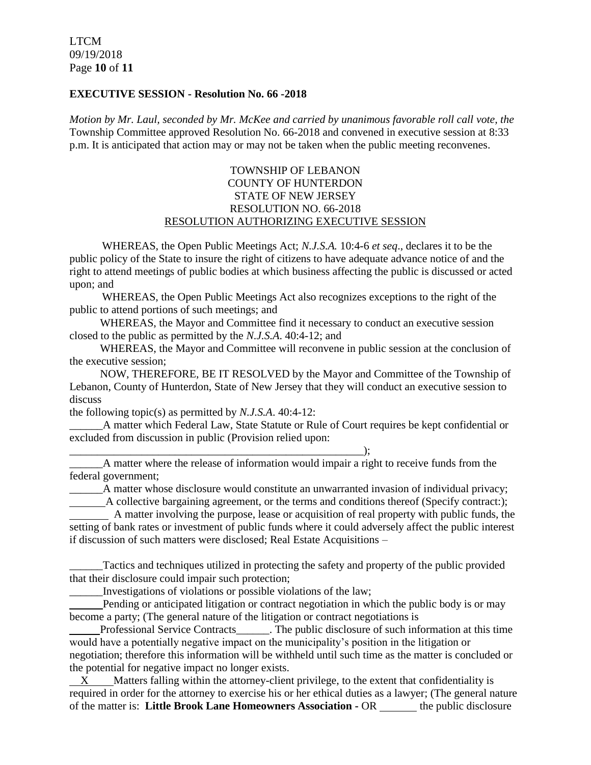**EXECUTIVE SESSION - Resolution No. 66 -2018**

*Motion by Mr. Laul, seconded by Mr. McKee and carried by unanimous favorable roll call vote, the* Township Committee approved Resolution No. 66-2018 and convened in executive session at 8:33 p.m. It is anticipated that action may or may not be taken when the public meeting reconvenes.

TOWNSHIP OF LEBANON
COUNTY OF HUNTERDON
STATE OF NEW JERSEY
RESOLUTION NO. 66-2018
RESOLUTION AUTHORIZING EXECUTIVE SESSION

WHEREAS, the Open Public Meetings Act; *N.J.S.A.* 10:4-6 *et seq*., declares it to be the public policy of the State to insure the right of citizens to have adequate advance notice of and the right to attend meetings of public bodies at which business affecting the public is discussed or acted upon; and

WHEREAS, the Open Public Meetings Act also recognizes exceptions to the right of the public to attend portions of such meetings; and

WHEREAS, the Mayor and Committee find it necessary to conduct an executive session closed to the public as permitted by the *N.J.S.A*. 40:4-12; and

WHEREAS, the Mayor and Committee will reconvene in public session at the conclusion of the executive session;

NOW, THEREFORE, BE IT RESOLVED by the Mayor and Committee of the Township of Lebanon, County of Hunterdon, State of New Jersey that they will conduct an executive session to discuss
the following topic(s) as permitted by *N.J.S.A*. 40:4-12:

______A matter which Federal Law, State Statute or Rule of Court requires be kept confidential or excluded from discussion in public (Provision relied upon:
_______________________________________________________);

______A matter where the release of information would impair a right to receive funds from the federal government;

______A matter whose disclosure would constitute an unwarranted invasion of individual privacy;

______A collective bargaining agreement, or the terms and conditions thereof (Specify contract:);

_______ A matter involving the purpose, lease or acquisition of real property with public funds, the setting of bank rates or investment of public funds where it could adversely affect the public interest if discussion of such matters were disclosed; Real Estate Acquisitions –

______Tactics and techniques utilized in protecting the safety and property of the public provided that their disclosure could impair such protection;

______Investigations of violations or possible violations of the law;

______Pending or anticipated litigation or contract negotiation in which the public body is or may become a party; (The general nature of the litigation or contract negotiations is

______Professional Service Contracts______. The public disclosure of such information at this time would have a potentially negative impact on the municipality's position in the litigation or negotiation; therefore this information will be withheld until such time as the matter is concluded or the potential for negative impact no longer exists.

__X____Matters falling within the attorney-client privilege, to the extent that confidentiality is required in order for the attorney to exercise his or her ethical duties as a lawyer; (The general nature of the matter is: **Little Brook Lane Homeowners Association -** OR _______ the public disclosure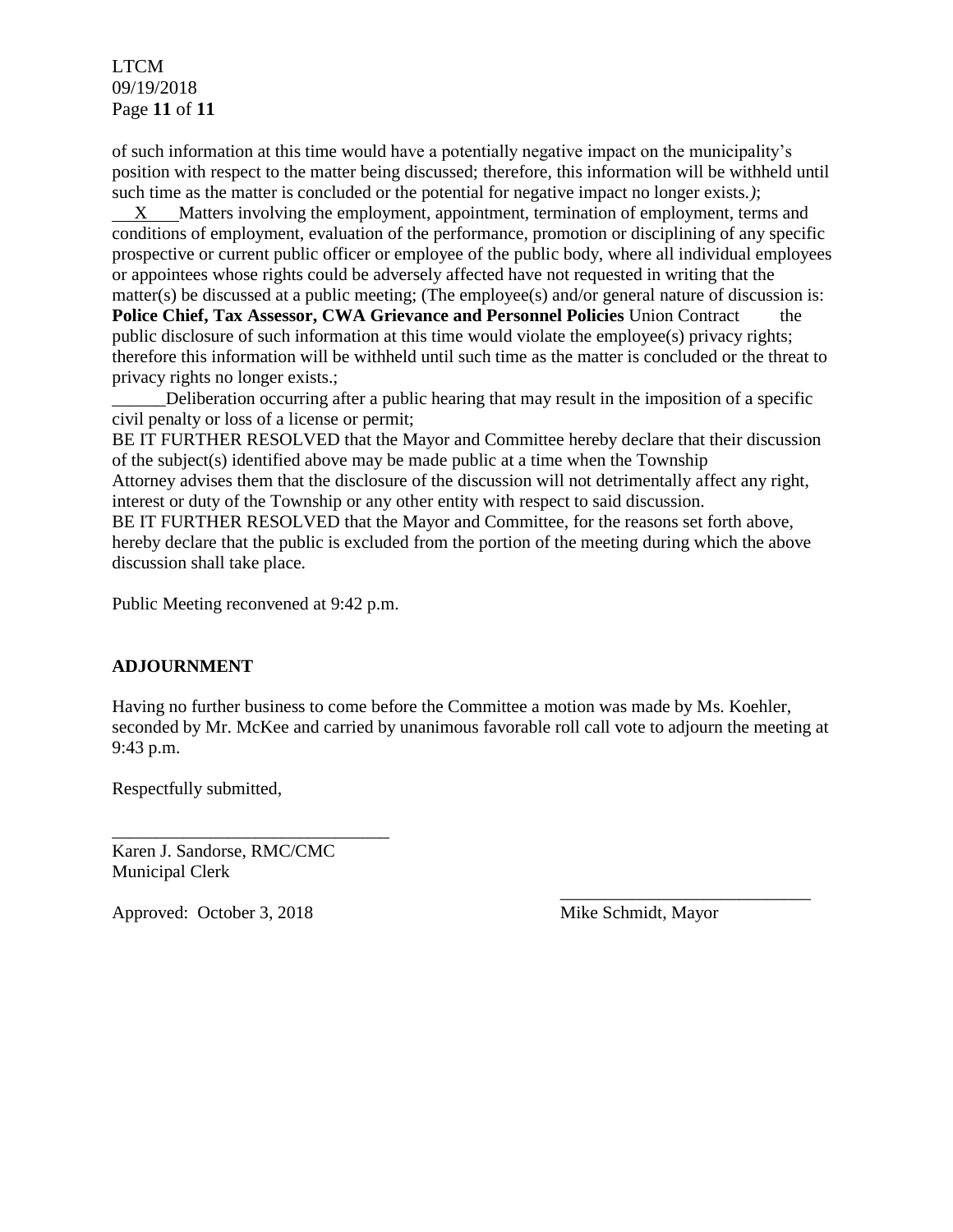of such information at this time would have a potentially negative impact on the municipality's position with respect to the matter being discussed; therefore, this information will be withheld until such time as the matter is concluded or the potential for negative impact no longer exists.*)*;

\_\_X\_\_\_Matters involving the employment, appointment, termination of employment, terms and conditions of employment, evaluation of the performance, promotion or disciplining of any specific prospective or current public officer or employee of the public body, where all individual employees or appointees whose rights could be adversely affected have not requested in writing that the matter(s) be discussed at a public meeting; (The employee(s) and/or general nature of discussion is: **Police Chief, Tax Assessor, CWA Grievance and Personnel Policies** Union Contract the public disclosure of such information at this time would violate the employee(s) privacy rights; therefore this information will be withheld until such time as the matter is concluded or the threat to privacy rights no longer exists.;

\_\_\_\_\_\_Deliberation occurring after a public hearing that may result in the imposition of a specific civil penalty or loss of a license or permit;

BE IT FURTHER RESOLVED that the Mayor and Committee hereby declare that their discussion of the subject(s) identified above may be made public at a time when the Township Attorney advises them that the disclosure of the discussion will not detrimentally affect any right, interest or duty of the Township or any other entity with respect to said discussion.

BE IT FURTHER RESOLVED that the Mayor and Committee, for the reasons set forth above, hereby declare that the public is excluded from the portion of the meeting during which the above discussion shall take place.

Public Meeting reconvened at 9:42 p.m.

**ADJOURNMENT**

Having no further business to come before the Committee a motion was made by Ms. Koehler, seconded by Mr. McKee and carried by unanimous favorable roll call vote to adjourn the meeting at 9:43 p.m.

Respectfully submitted,

\_\_\_\_\_\_\_\_\_\_\_\_\_\_\_\_\_\_\_\_\_\_\_\_\_\_\_\_\_\_\_
Karen J. Sandorse, RMC/CMC
Municipal Clerk

\_\_\_\_\_\_\_\_\_\_\_\_\_\_\_\_\_\_\_\_\_\_\_\_\_\_\_\_
Mike Schmidt, Mayor

Approved: October 3, 2018